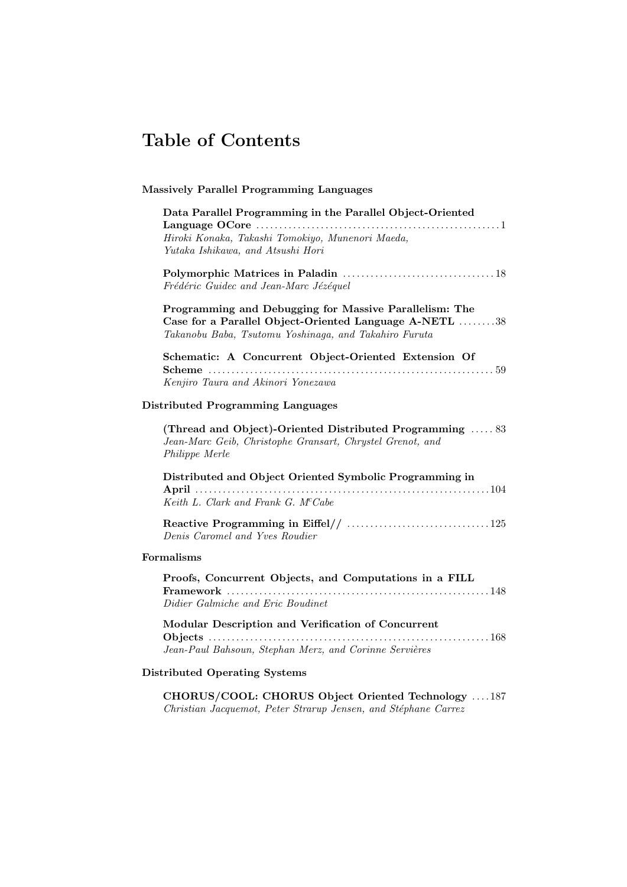# Table of Contents

## Massively Parallel Programming Languages

**Data Parallel Programming in the Parallel Object-Oriented Language OCore** ..... 1
*Hiroki Konaka, Takashi Tomokiyo, Munenori Maeda, Yutaka Ishikawa, and Atsushi Hori*

**Polymorphic Matrices in Paladin** ..... 18
*Frédéric Guidec and Jean-Marc Jézéquel*

**Programming and Debugging for Massive Parallelism: The Case for a Parallel Object-Oriented Language A-NETL** ..... 38
*Takanobu Baba, Tsutomu Yoshinaga, and Takahiro Furuta*

**Schematic: A Concurrent Object-Oriented Extension Of Scheme** ..... 59
*Kenjiro Taura and Akinori Yonezawa*

## Distributed Programming Languages

**(Thread and Object)-Oriented Distributed Programming** ..... 83
*Jean-Marc Geib, Christophe Gransart, Chrystel Grenot, and Philippe Merle*

**Distributed and Object Oriented Symbolic Programming in April** ..... 104
*Keith L. Clark and Frank G. McCabe*

**Reactive Programming in Eiffel//** ..... 125
*Denis Caromel and Yves Roudier*

## Formalisms

**Proofs, Concurrent Objects, and Computations in a FILL Framework** ..... 148
*Didier Galmiche and Eric Boudinet*

**Modular Description and Verification of Concurrent Objects** ..... 168
*Jean-Paul Bahsoun, Stephan Merz, and Corinne Servières*

## Distributed Operating Systems

**CHORUS/COOL: CHORUS Object Oriented Technology** ..... 187
*Christian Jacquemot, Peter Strarup Jensen, and Stéphane Carrez*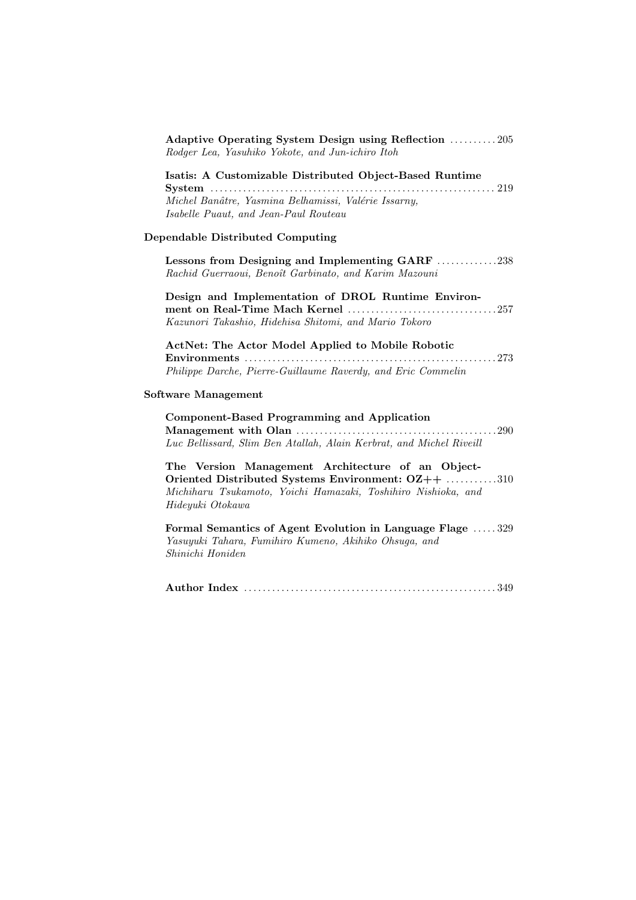**Adaptive Operating System Design using Reflection** .......... 205
*Rodger Lea, Yasuhiko Yokote, and Jun-ichiro Itoh*

**Isatis: A Customizable Distributed Object-Based Runtime System** .......... 219
*Michel Banâtre, Yasmina Belhamissi, Valérie Issarny, Isabelle Puaut, and Jean-Paul Routeau*

## Dependable Distributed Computing

**Lessons from Designing and Implementing GARF** .......... 238
*Rachid Guerraoui, Benoît Garbinato, and Karim Mazouni*

**Design and Implementation of DROL Runtime Environment on Real-Time Mach Kernel** .......... 257
*Kazunori Takashio, Hidehisa Shitomi, and Mario Tokoro*

**ActNet: The Actor Model Applied to Mobile Robotic Environments** .......... 273
*Philippe Darche, Pierre-Guillaume Raverdy, and Eric Commelin*

## Software Management

**Component-Based Programming and Application Management with Olan** .......... 290
*Luc Bellissard, Slim Ben Atallah, Alain Kerbrat, and Michel Riveill*

**The Version Management Architecture of an Object-Oriented Distributed Systems Environment: OZ++** .......... 310
*Michiharu Tsukamoto, Yoichi Hamazaki, Toshihiro Nishioka, and Hideyuki Otokawa*

**Formal Semantics of Agent Evolution in Language Flage** .......... 329
*Yasuyuki Tahara, Fumihiro Kumeno, Akihiko Ohsuga, and Shinichi Honiden*

**Author Index** .......... 349